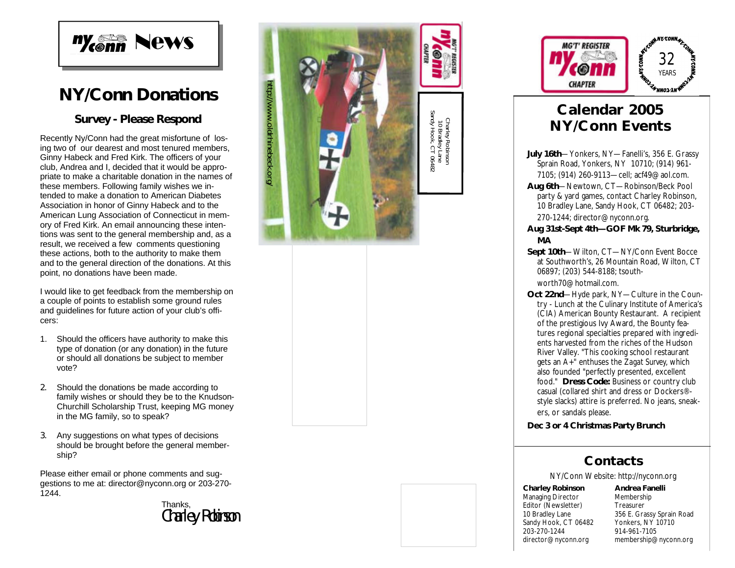# NY/Conn News

## NY/Conn Donations

### Survey - Please Respond

Recently Ny/Conn had the great misfortune of losing two of our dearest and most tenured members, Ginny Habeck and Fred Kirk. The officers of your club, Andrea and I, decided that it would be appropriate to make a charitable donation in the names of these members. Following family wishes we intended to make a donation to American Diabetes Association in honor of Ginny Habeck and to the American Lung Association of Connecticut in memory of Fred Kirk. An email announcing these intentions was sent to the general membership and, as a result, we received a few comments questioning these actions, both to the authority to make them and to the general direction of the donations. At this point, no donations have been made.

I would like to get feedback from the membership on a couple of points to establish some ground rules and guidelines for future action of your club's officers:

1. Should the officers have authority to make this type of donation (or any donation) in the future or should all donations be subject to member vote?
2. Should the donations be made according to family wishes or should they be to the Knudson-Churchill Scholarship Trust, keeping MG money in the MG family, so to speak?
3. Any suggestions on what types of decisions should be brought before the general membership?

Please either email or phone comments and suggestions to me at: director@nyconn.org or 203-270-1244.

Thanks,
Charley Robinson

http://www.oldrhinebeck.org/

MG'T' REGISTER NY/Conn CHAPTER

Charley Robinson
10 Bradley Lane
Sandy Hook, CT 06482

MG'T' REGISTER NY/Conn CHAPTER — NY/Conn 32 YEARS

## Calendar 2005 NY/Conn Events

**July 16th**—Yonkers, NY—Fanelli's, 356 E. Grassy Sprain Road, Yonkers, NY 10710; (914) 961-7105; (914) 260-9113—cell; acf49@aol.com.

**Aug 6th**—Newtown, CT—Robinson/Beck Pool party & yard games, contact Charley Robinson, 10 Bradley Lane, Sandy Hook, CT 06482; 203-270-1244; director@nyconn.org.

**Aug 31st-Sept 4th—GOF Mk 79, Sturbridge, MA**

**Sept 10th**—Wilton, CT—NY/Conn Event Bocce at Southworth's, 26 Mountain Road, Wilton, CT 06897; (203) 544-8188; tsouthworth70@hotmail.com.

**Oct 22nd**—Hyde park, NY—Culture in the Country - Lunch at the Culinary Institute of America's (CIA) American Bounty Restaurant. A recipient of the prestigious Ivy Award, the Bounty features regional specialties prepared with ingredients harvested from the riches of the Hudson River Valley. "This cooking school restaurant gets an A+" enthuses the Zagat Survey, which also founded "perfectly presented, excellent food." **Dress Code:** Business or country club casual (collared shirt and dress or Dockers®-style slacks) attire is preferred. No jeans, sneakers, or sandals please.

**Dec 3 or 4 Christmas Party Brunch**

## Contacts

NY/Conn Website: http://nyconn.org

**Charley Robinson**
Managing Director
Editor (Newsletter)
10 Bradley Lane
Sandy Hook, CT 06482
203-270-1244
director@nyconn.org

**Andrea Fanelli**
Membership
Treasurer
356 E. Grassy Sprain Road
Yonkers, NY 10710
914-961-7105
membership@nyconn.org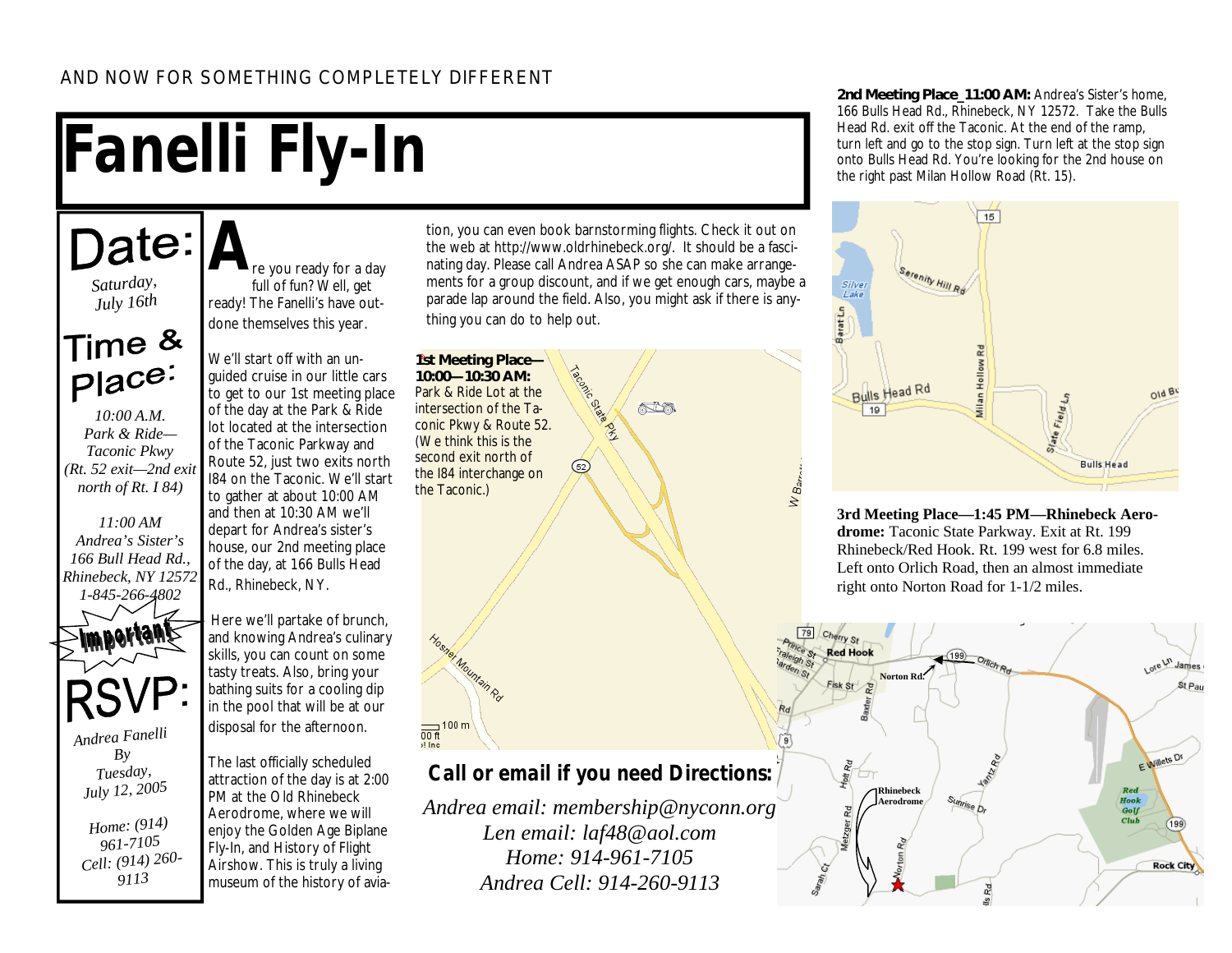AND NOW FOR SOMETHING COMPLETELY DIFFERENT

# Fanelli Fly-In

## Date:

*Saturday, July 16th*

## Time & Place:

*10:00 A.M. Park & Ride—Taconic Pkwy (Rt. 52 exit—2nd exit north of Rt. I 84)*

*11:00 AM Andrea's Sister's 166 Bull Head Rd., Rhinebeck, NY 12572 1-845-266-4802*

**Important**

## RSVP:

*Andrea Fanelli By Tuesday, July 12, 2005*

*Home: (914) 961-7105 Cell: (914) 260-9113*

Are you ready for a day full of fun? Well, get ready! The Fanelli's have outdone themselves this year.

We'll start off with an unguided cruise in our little cars to get to our 1st meeting place of the day at the Park & Ride lot located at the intersection of the Taconic Parkway and Route 52, just two exits north I84 on the Taconic. We'll start to gather at about 10:00 AM and then at 10:30 AM we'll depart for Andrea's sister's house, our 2nd meeting place of the day, at 166 Bulls Head Rd., Rhinebeck, NY.

Here we'll partake of brunch, and knowing Andrea's culinary skills, you can count on some tasty treats. Also, bring your bathing suits for a cooling dip in the pool that will be at our disposal for the afternoon.

The last officially scheduled attraction of the day is at 2:00 PM at the Old Rhinebeck Aerodrome, where we will enjoy the Golden Age Biplane Fly-In, and History of Flight Airshow. This is truly a living museum of the history of aviation, you can even book barnstorming flights. Check it out on the web at http://www.oldrhinebeck.org/. It should be a fascinating day. Please call Andrea ASAP so she can make arrangements for a group discount, and if we get enough cars, maybe a parade lap around the field. Also, you might ask if there is anything you can do to help out.

**1st Meeting Place—10:00—10:30 AM:** Park & Ride Lot at the intersection of the Taconic Pkwy & Route 52. (We think this is the second exit north of the I84 interchange on the Taconic.)

Taconic State Pky
52
W Barrett
Hosner Mountain Rd
100 m
00 ft

**2nd Meeting Place_11:00 AM:** Andrea's Sister's home, 166 Bulls Head Rd., Rhinebeck, NY 12572. Take the Bulls Head Rd. exit off the Taconic. At the end of the ramp, turn left and go to the stop sign. Turn left at the stop sign onto Bulls Head Rd. You're looking for the 2nd house on the right past Milan Hollow Road (Rt. 15).

15
Serenity Hill Rd
Silver Lake
Barat Ln
Milan Hollow Rd
Bulls Head Rd
19
State Field Ln
Old Bu
Bulls Head

**3rd Meeting Place—1:45 PM—Rhinebeck Aerodrome:** Taconic State Parkway. Exit at Rt. 199 Rhinebeck/Red Hook. Rt. 199 west for 6.8 miles. Left onto Orlich Road, then an almost immediate right onto Norton Road for 1-1/2 miles.

79
Cherry St
Prince St
Raleigh St
Garden St
Red Hook
199
Orlich Rd
Norton Rd.
Fisk St
Baxter Rd
Rd
9
Holt Rd
Rhinebeck Aerodrome
Metzger Rd
Norton Rd
Sunrise Dr
Yantz Rd
Sarah Ct
Lore Ln
James
St Pau
E Willets Dr
Red Hook Golf Club
199
Rock City
lls Rd

## Call or email if you need Directions:

*Andrea email: membership@nyconn.org*
*Len email: laf48@aol.com*
*Home: 914-961-7105*
*Andrea Cell: 914-260-9113*